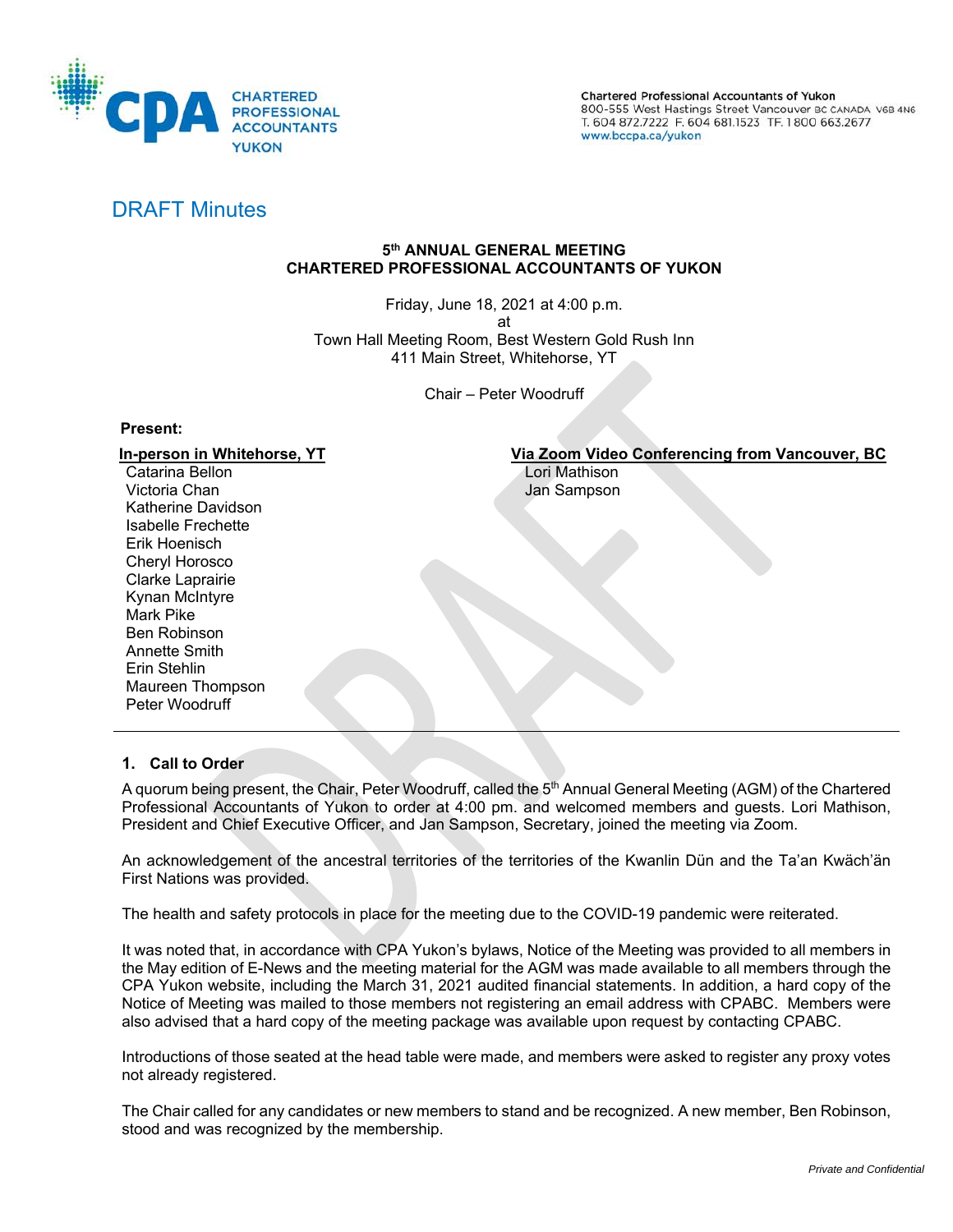CPA CHARTERED PROFESSIONAL ACCOUNTANTS YUKON

Chartered Professional Accountants of Yukon
800-555 West Hastings Street Vancouver BC CANADA V6B 4N6
T. 604 872.7222 F. 604 681.1523 TF. 1 800 663.2677
www.bccpa.ca/yukon

# DRAFT Minutes

**5th ANNUAL GENERAL MEETING**
**CHARTERED PROFESSIONAL ACCOUNTANTS OF YUKON**

Friday, June 18, 2021 at 4:00 p.m.
at
Town Hall Meeting Room, Best Western Gold Rush Inn
411 Main Street, Whitehorse, YT

Chair – Peter Woodruff

**Present:**

**In-person in Whitehorse, YT**

Catarina Bellon
Victoria Chan
Katherine Davidson
Isabelle Frechette
Erik Hoenisch
Cheryl Horosco
Clarke Laprairie
Kynan McIntyre
Mark Pike
Ben Robinson
Annette Smith
Erin Stehlin
Maureen Thompson
Peter Woodruff

**Via Zoom Video Conferencing from Vancouver, BC**

Lori Mathison
Jan Sampson

---

### 1. Call to Order

A quorum being present, the Chair, Peter Woodruff, called the 5th Annual General Meeting (AGM) of the Chartered Professional Accountants of Yukon to order at 4:00 pm. and welcomed members and guests. Lori Mathison, President and Chief Executive Officer, and Jan Sampson, Secretary, joined the meeting via Zoom.

An acknowledgement of the ancestral territories of the territories of the Kwanlin Dün and the Ta'an Kwäch'än First Nations was provided.

The health and safety protocols in place for the meeting due to the COVID-19 pandemic were reiterated.

It was noted that, in accordance with CPA Yukon's bylaws, Notice of the Meeting was provided to all members in the May edition of E-News and the meeting material for the AGM was made available to all members through the CPA Yukon website, including the March 31, 2021 audited financial statements. In addition, a hard copy of the Notice of Meeting was mailed to those members not registering an email address with CPABC. Members were also advised that a hard copy of the meeting package was available upon request by contacting CPABC.

Introductions of those seated at the head table were made, and members were asked to register any proxy votes not already registered.

The Chair called for any candidates or new members to stand and be recognized. A new member, Ben Robinson, stood and was recognized by the membership.

*Private and Confidential*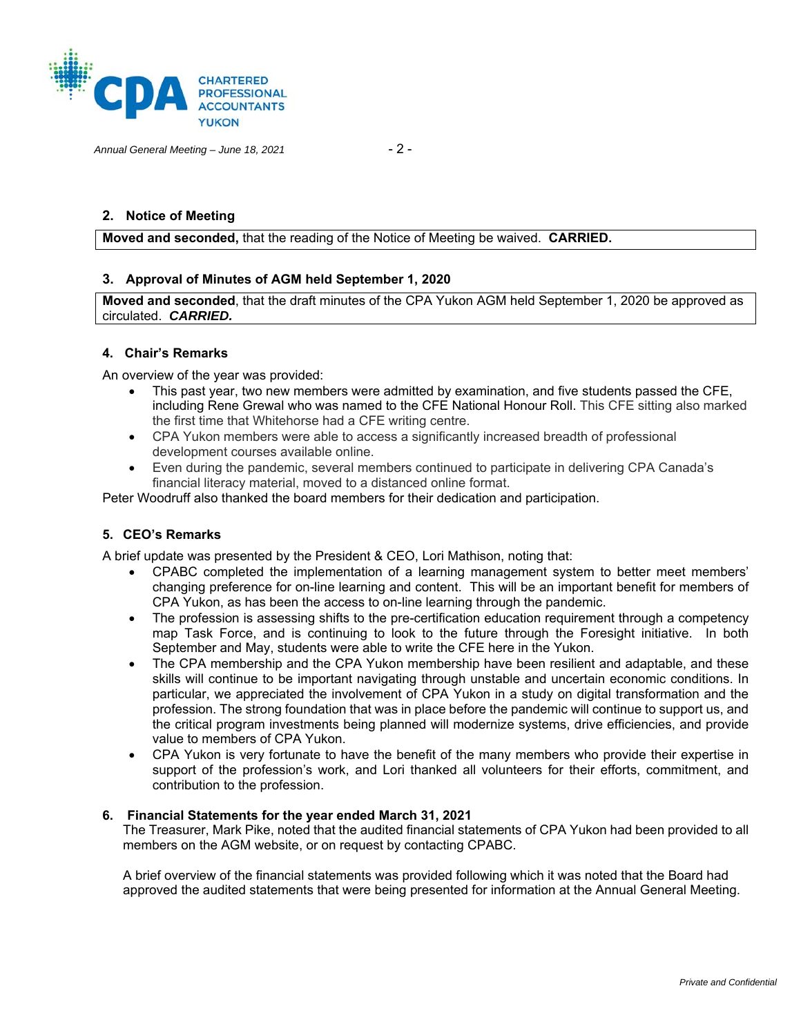## 2. Notice of Meeting

**Moved and seconded,** that the reading of the Notice of Meeting be waived. **CARRIED.**

## 3. Approval of Minutes of AGM held September 1, 2020

**Moved and seconded**, that the draft minutes of the CPA Yukon AGM held September 1, 2020 be approved as circulated. ***CARRIED.***

## 4. Chair's Remarks

An overview of the year was provided:

- This past year, two new members were admitted by examination, and five students passed the CFE, including Rene Grewal who was named to the CFE National Honour Roll. This CFE sitting also marked the first time that Whitehorse had a CFE writing centre.
- CPA Yukon members were able to access a significantly increased breadth of professional development courses available online.
- Even during the pandemic, several members continued to participate in delivering CPA Canada's financial literacy material, moved to a distanced online format.

Peter Woodruff also thanked the board members for their dedication and participation.

## 5. CEO's Remarks

A brief update was presented by the President & CEO, Lori Mathison, noting that:

- CPABC completed the implementation of a learning management system to better meet members' changing preference for on-line learning and content. This will be an important benefit for members of CPA Yukon, as has been the access to on-line learning through the pandemic.
- The profession is assessing shifts to the pre-certification education requirement through a competency map Task Force, and is continuing to look to the future through the Foresight initiative. In both September and May, students were able to write the CFE here in the Yukon.
- The CPA membership and the CPA Yukon membership have been resilient and adaptable, and these skills will continue to be important navigating through unstable and uncertain economic conditions. In particular, we appreciated the involvement of CPA Yukon in a study on digital transformation and the profession. The strong foundation that was in place before the pandemic will continue to support us, and the critical program investments being planned will modernize systems, drive efficiencies, and provide value to members of CPA Yukon.
- CPA Yukon is very fortunate to have the benefit of the many members who provide their expertise in support of the profession's work, and Lori thanked all volunteers for their efforts, commitment, and contribution to the profession.

## 6. Financial Statements for the year ended March 31, 2021

The Treasurer, Mark Pike, noted that the audited financial statements of CPA Yukon had been provided to all members on the AGM website, or on request by contacting CPABC.

A brief overview of the financial statements was provided following which it was noted that the Board had approved the audited statements that were being presented for information at the Annual General Meeting.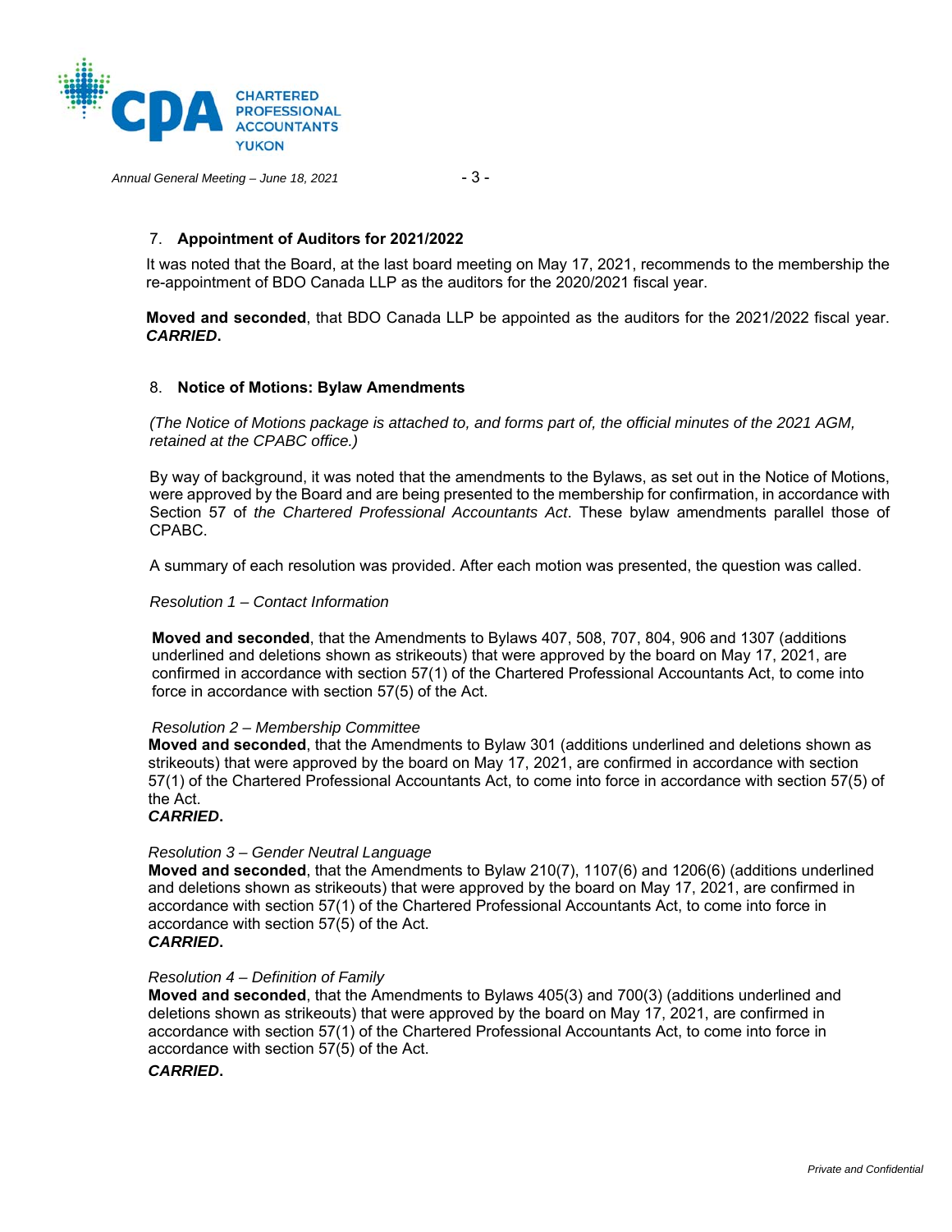## 7. Appointment of Auditors for 2021/2022

It was noted that the Board, at the last board meeting on May 17, 2021, recommends to the membership the re-appointment of BDO Canada LLP as the auditors for the 2020/2021 fiscal year.

**Moved and seconded**, that BDO Canada LLP be appointed as the auditors for the 2021/2022 fiscal year. ***CARRIED*.**

## 8. Notice of Motions: Bylaw Amendments

*(The Notice of Motions package is attached to, and forms part of, the official minutes of the 2021 AGM, retained at the CPABC office.)*

By way of background, it was noted that the amendments to the Bylaws, as set out in the Notice of Motions, were approved by the Board and are being presented to the membership for confirmation, in accordance with Section 57 of *the Chartered Professional Accountants Act*. These bylaw amendments parallel those of CPABC.

A summary of each resolution was provided. After each motion was presented, the question was called.

*Resolution 1 – Contact Information*

**Moved and seconded**, that the Amendments to Bylaws 407, 508, 707, 804, 906 and 1307 (additions underlined and deletions shown as strikeouts) that were approved by the board on May 17, 2021, are confirmed in accordance with section 57(1) of the Chartered Professional Accountants Act, to come into force in accordance with section 57(5) of the Act.

*Resolution 2 – Membership Committee*

**Moved and seconded**, that the Amendments to Bylaw 301 (additions underlined and deletions shown as strikeouts) that were approved by the board on May 17, 2021, are confirmed in accordance with section 57(1) of the Chartered Professional Accountants Act, to come into force in accordance with section 57(5) of the Act.

***CARRIED*.**

*Resolution 3 – Gender Neutral Language*

**Moved and seconded**, that the Amendments to Bylaw 210(7), 1107(6) and 1206(6) (additions underlined and deletions shown as strikeouts) that were approved by the board on May 17, 2021, are confirmed in accordance with section 57(1) of the Chartered Professional Accountants Act, to come into force in accordance with section 57(5) of the Act.

***CARRIED*.**

*Resolution 4 – Definition of Family*

**Moved and seconded**, that the Amendments to Bylaws 405(3) and 700(3) (additions underlined and deletions shown as strikeouts) that were approved by the board on May 17, 2021, are confirmed in accordance with section 57(1) of the Chartered Professional Accountants Act, to come into force in accordance with section 57(5) of the Act.

***CARRIED*.**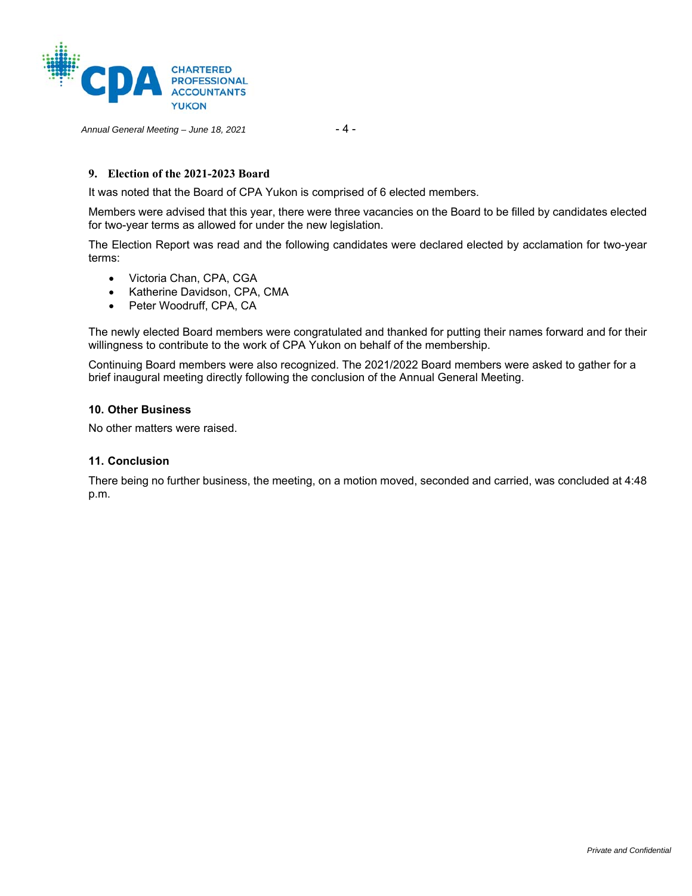## 9. Election of the 2021-2023 Board

It was noted that the Board of CPA Yukon is comprised of 6 elected members.

Members were advised that this year, there were three vacancies on the Board to be filled by candidates elected for two-year terms as allowed for under the new legislation.

The Election Report was read and the following candidates were declared elected by acclamation for two-year terms:

- Victoria Chan, CPA, CGA
- Katherine Davidson, CPA, CMA
- Peter Woodruff, CPA, CA

The newly elected Board members were congratulated and thanked for putting their names forward and for their willingness to contribute to the work of CPA Yukon on behalf of the membership.

Continuing Board members were also recognized. The 2021/2022 Board members were asked to gather for a brief inaugural meeting directly following the conclusion of the Annual General Meeting.

## 10. Other Business

No other matters were raised.

## 11. Conclusion

There being no further business, the meeting, on a motion moved, seconded and carried, was concluded at 4:48 p.m.